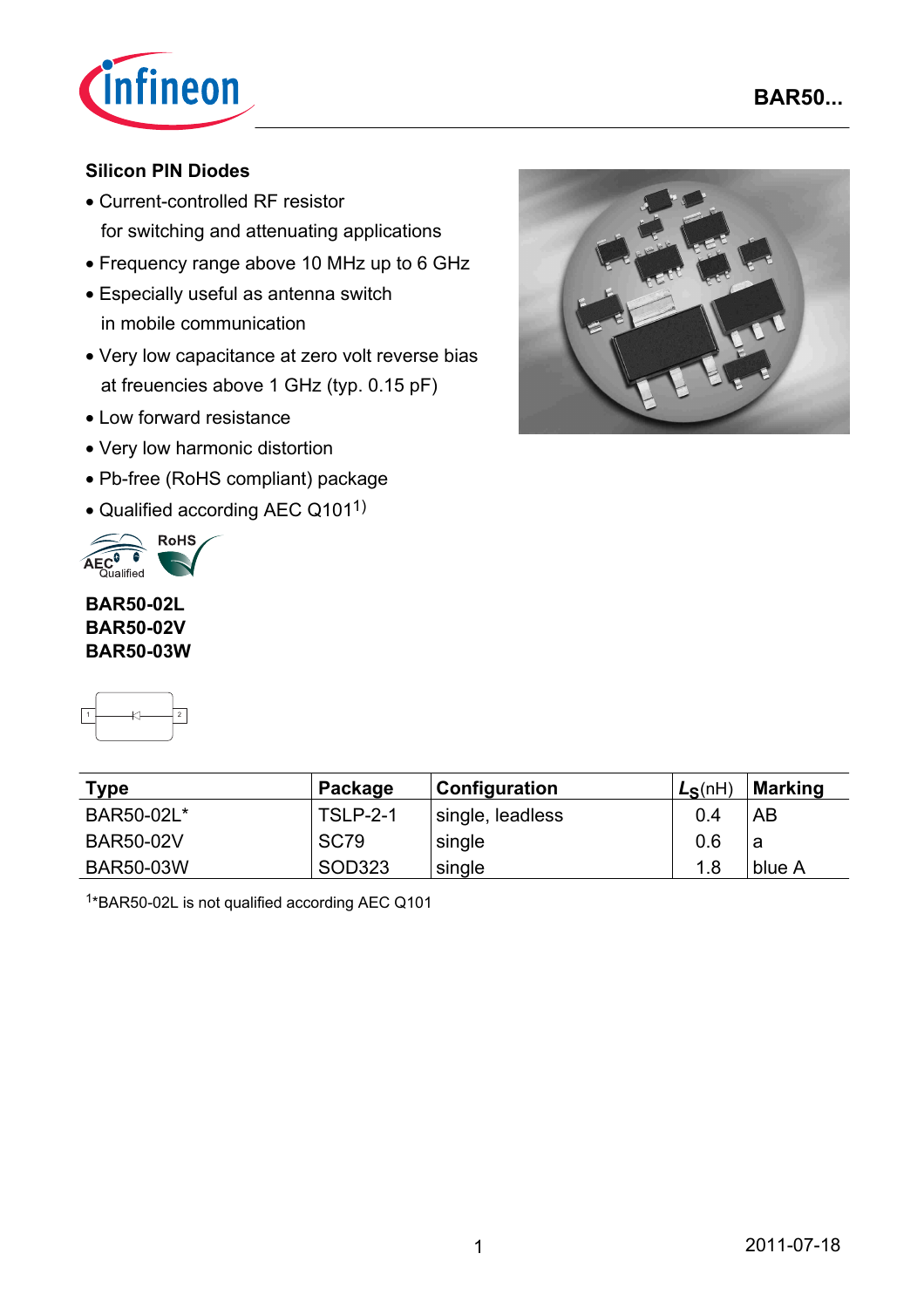## Silicon PIN Diodes

- Current-controlled RF resistor
  for switching and attenuating applications
- Frequency range above 10 MHz up to 6 GHz
- Especially useful as antenna switch
  in mobile communication
- Very low capacitance at zero volt reverse bias
  at freuencies above 1 GHz (typ. 0.15 pF)
- Low forward resistance
- Very low harmonic distortion
- Pb-free (RoHS compliant) package
- Qualified according AEC Q101[1)]

**BAR50-02L**
**BAR50-02V**
**BAR50-03W**

| Type | Package | Configuration | $L_S$(nH) | Marking |
|---|---|---|---|---|
| BAR50-02L* | TSLP-2-1 | single, leadless | 0.4 | AB |
| BAR50-02V | SC79 | single | 0.6 | a |
| BAR50-03W | SOD323 | single | 1.8 | blue A |

[1]*BAR50-02L is not qualified according AEC Q101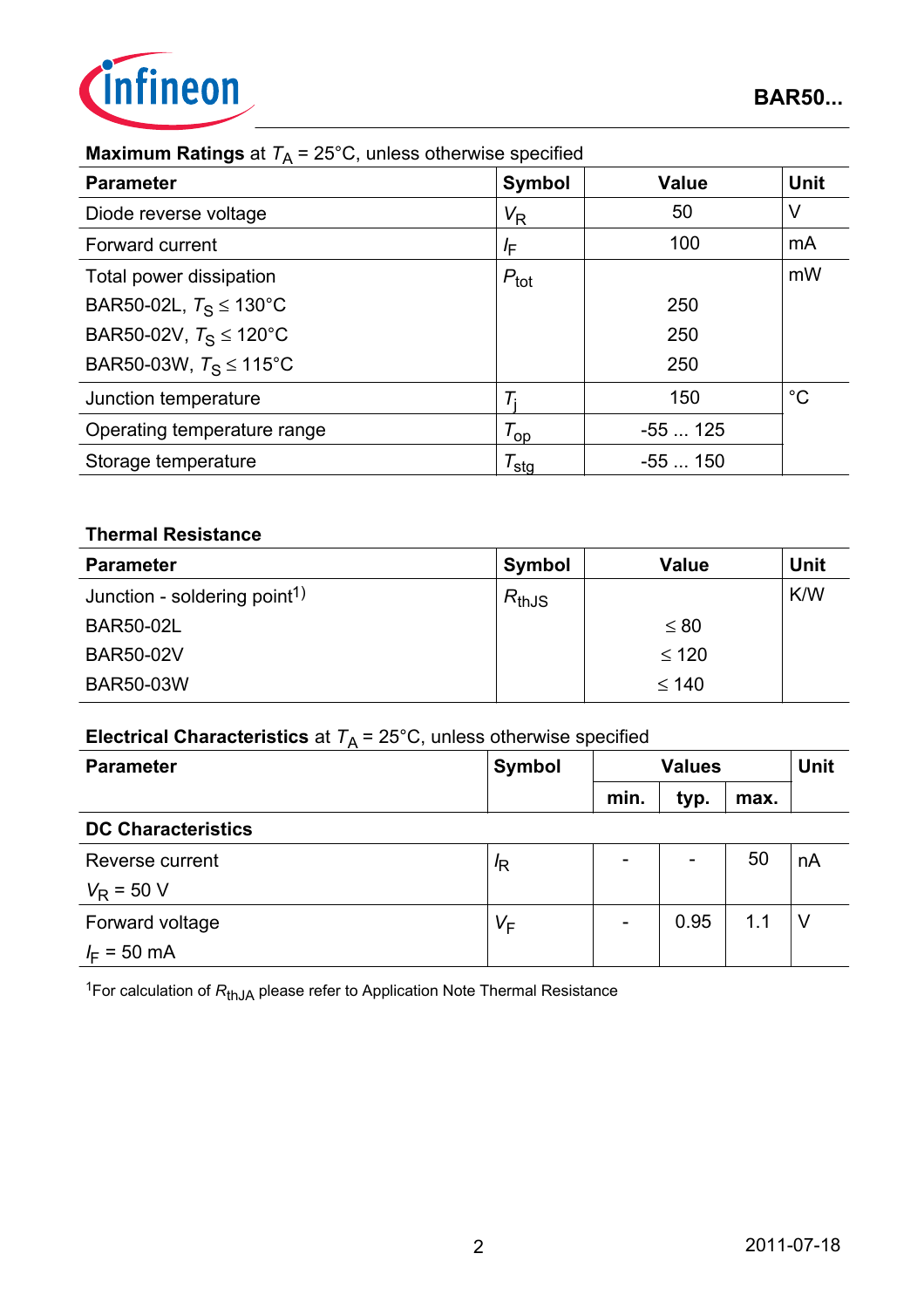**Maximum Ratings** at $T_A$ = 25°C, unless otherwise specified

| Parameter | Symbol | Value | Unit |
|---|---|---|---|
| Diode reverse voltage | $V_R$ | 50 | V |
| Forward current | $I_F$ | 100 | mA |
| Total power dissipation | $P_{tot}$ | | mW |
| BAR50-02L, $T_S \leq$ 130°C | | 250 | |
| BAR50-02V, $T_S \leq$ 120°C | | 250 | |
| BAR50-03W, $T_S \leq$ 115°C | | 250 | |
| Junction temperature | $T_j$ | 150 | °C |
| Operating temperature range | $T_{op}$ | -55 ... 125 | |
| Storage temperature | $T_{stg}$ | -55 ... 150 | |

**Thermal Resistance**

| Parameter | Symbol | Value | Unit |
|---|---|---|---|
| Junction - soldering point[1] | $R_{thJS}$ | | K/W |
| BAR50-02L | | $\leq$ 80 | |
| BAR50-02V | | $\leq$ 120 | |
| BAR50-03W | | $\leq$ 140 | |

**Electrical Characteristics** at $T_A$ = 25°C, unless otherwise specified

| Parameter | Symbol | Values | | | Unit |
|---|---|---|---|---|---|
| | | min. | typ. | max. | |
| **DC Characteristics** | | | | | |
| Reverse current<br>$V_R$ = 50 V | $I_R$ | - | - | 50 | nA |
| Forward voltage<br>$I_F$ = 50 mA | $V_F$ | - | 0.95 | 1.1 | V |

[1]For calculation of $R_{thJA}$ please refer to Application Note Thermal Resistance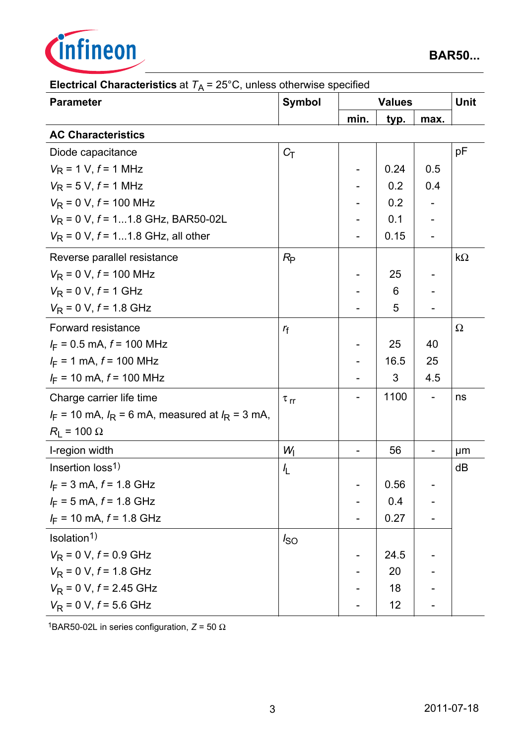**Electrical Characteristics** at $T_A$ = 25°C, unless otherwise specified

| Parameter | Symbol | Values | | | Unit |
|---|---|---|---|---|---|
| | | min. | typ. | max. | |
| **AC Characteristics** | | | | | |
| Diode capacitance | $C_T$ | | | | pF |
| $V_R$ = 1 V, $f$ = 1 MHz | | - | 0.24 | 0.5 | |
| $V_R$ = 5 V, $f$ = 1 MHz | | - | 0.2 | 0.4 | |
| $V_R$ = 0 V, $f$ = 100 MHz | | - | 0.2 | - | |
| $V_R$ = 0 V, $f$ = 1...1.8 GHz, BAR50-02L | | - | 0.1 | - | |
| $V_R$ = 0 V, $f$ = 1...1.8 GHz, all other | | - | 0.15 | - | |
| Reverse parallel resistance | $R_P$ | | | | kΩ |
| $V_R$ = 0 V, $f$ = 100 MHz | | - | 25 | - | |
| $V_R$ = 0 V, $f$ = 1 GHz | | - | 6 | - | |
| $V_R$ = 0 V, $f$ = 1.8 GHz | | - | 5 | - | |
| Forward resistance | $r_f$ | | | | Ω |
| $I_F$ = 0.5 mA, $f$ = 100 MHz | | - | 25 | 40 | |
| $I_F$ = 1 mA, $f$ = 100 MHz | | - | 16.5 | 25 | |
| $I_F$ = 10 mA, $f$ = 100 MHz | | - | 3 | 4.5 | |
| Charge carrier life time<br>$I_F$ = 10 mA, $I_R$ = 6 mA, measured at $I_R$ = 3 mA, $R_L$ = 100 Ω | $\tau_{rr}$ | - | 1100 | - | ns |
| I-region width | $W_I$ | - | 56 | - | µm |
| Insertion loss[1] | $I_L$ | | | | dB |
| $I_F$ = 3 mA, $f$ = 1.8 GHz | | - | 0.56 | - | |
| $I_F$ = 5 mA, $f$ = 1.8 GHz | | - | 0.4 | - | |
| $I_F$ = 10 mA, $f$ = 1.8 GHz | | - | 0.27 | - | |
| Isolation[1] | $I_{SO}$ | | | | |
| $V_R$ = 0 V, $f$ = 0.9 GHz | | - | 24.5 | - | |
| $V_R$ = 0 V, $f$ = 1.8 GHz | | - | 20 | - | |
| $V_R$ = 0 V, $f$ = 2.45 GHz | | - | 18 | - | |
| $V_R$ = 0 V, $f$ = 5.6 GHz | | - | 12 | - | |

[1]BAR50-02L in series configuration, $Z$ = 50 Ω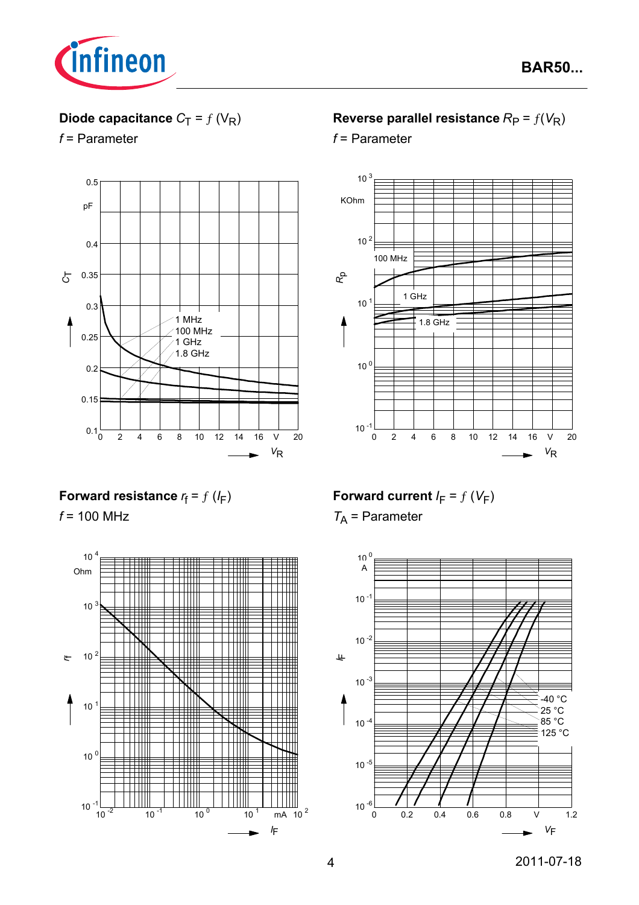**Diode capacitance** $C_T = f(V_R)$

$f$ = Parameter

**Reverse parallel resistance** $R_P = f(V_R)$

$f$ = Parameter

**Forward resistance** $r_f = f(I_F)$

$f$ = 100 MHz

**Forward current** $I_F = f(V_F)$

$T_A$ = Parameter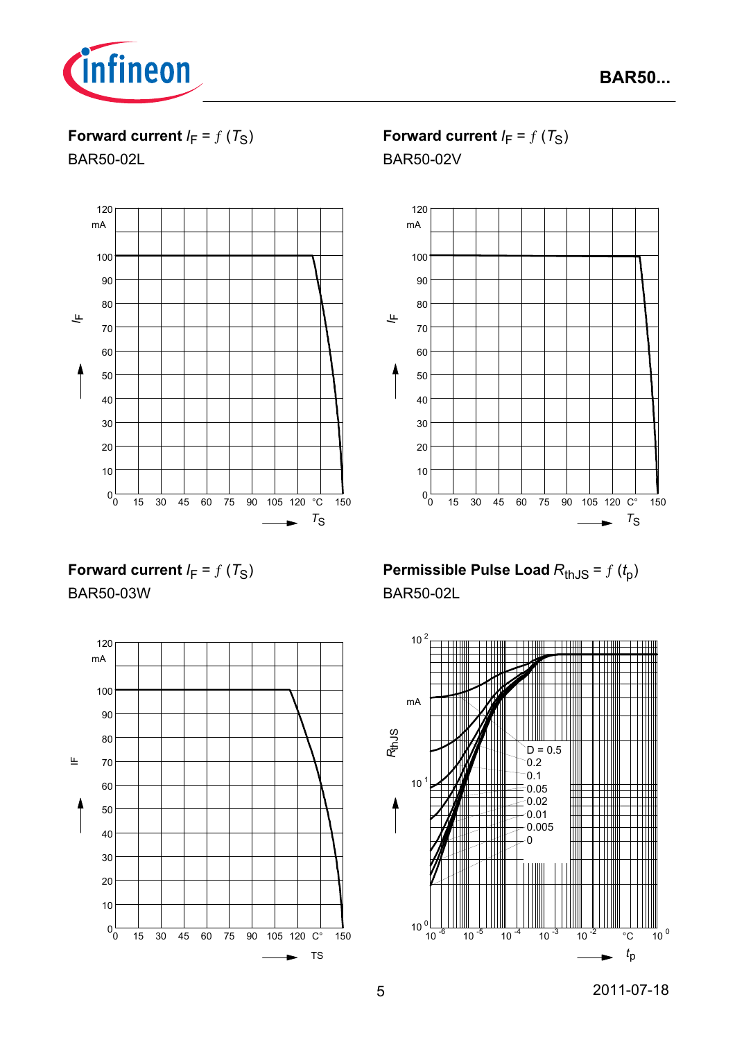**Forward current $I_F = f(T_S)$**

BAR50-02L

**Forward current $I_F = f(T_S)$**

BAR50-02V

**Forward current $I_F = f(T_S)$**

BAR50-03W

**Permissible Pulse Load $R_{thJS} = f(t_p)$**

BAR50-02L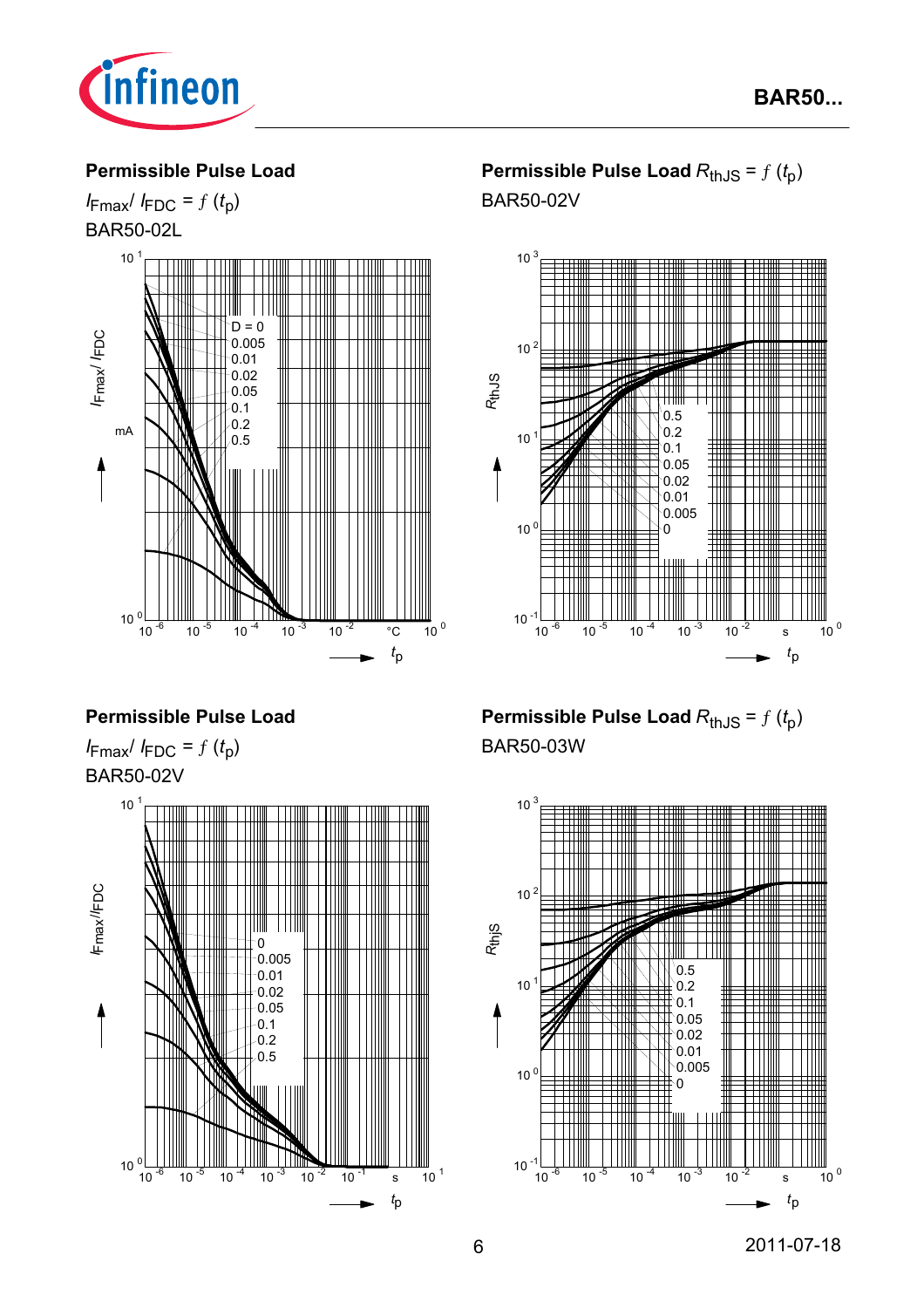## Permissible Pulse Load

$I_{Fmax}/ I_{FDC} = f(t_p)$

BAR50-02L

## Permissible Pulse Load $R_{thJS} = f(t_p)$

BAR50-02V

## Permissible Pulse Load

$I_{Fmax}/ I_{FDC} = f(t_p)$

BAR50-02V

## Permissible Pulse Load $R_{thJS} = f(t_p)$

BAR50-03W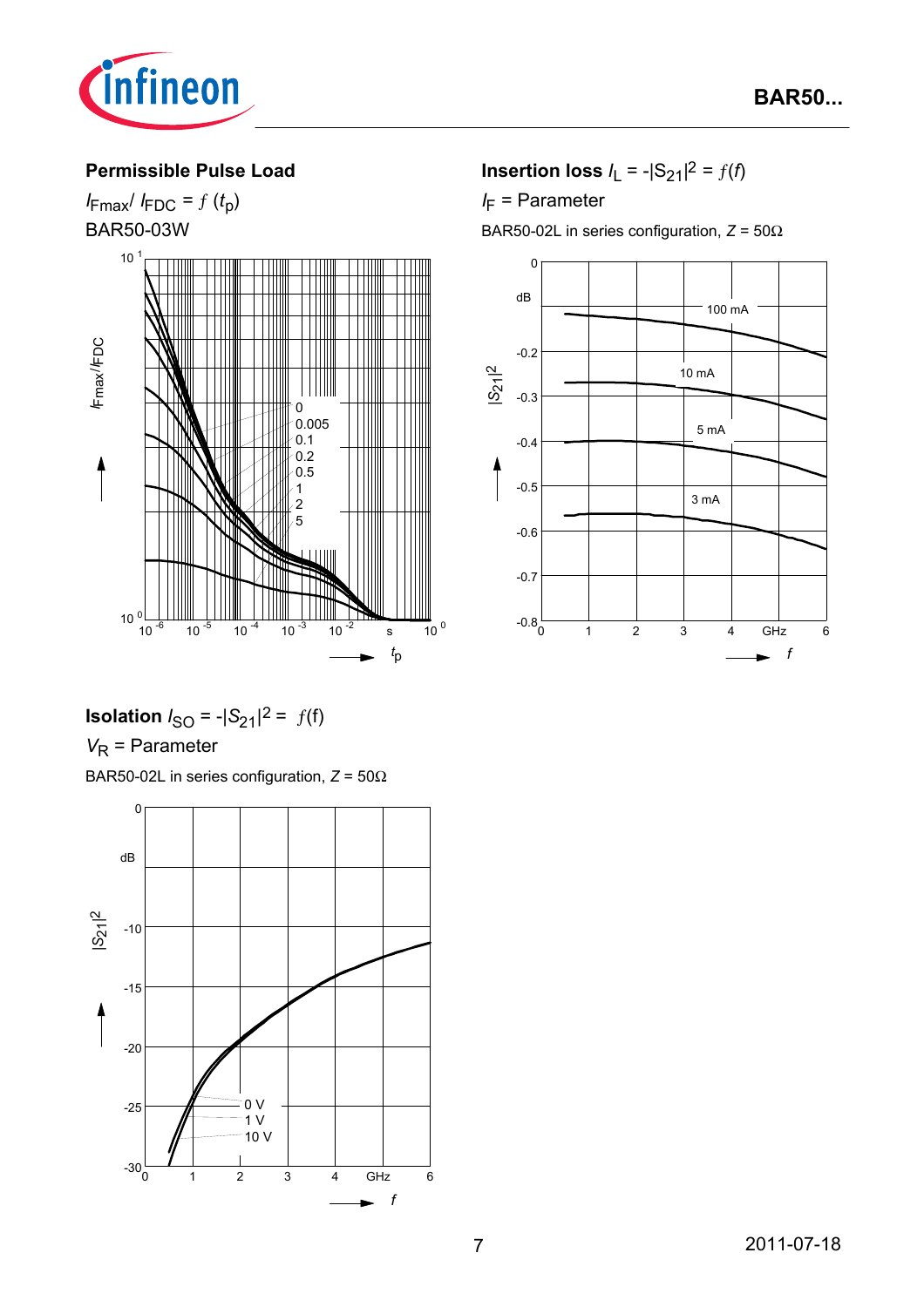**Permissible Pulse Load**

$I_{Fmax}/ I_{FDC} = f\ (t_p)$

BAR50-03W

**Insertion loss** $I_L = -|S_{21}|^2 = f(f)$

$I_F$ = Parameter

BAR50-02L in series configuration, $Z = 50\Omega$

**Isolation** $I_{SO} = -|S_{21}|^2 = f(f)$

$V_R$ = Parameter

BAR50-02L in series configuration, $Z = 50\Omega$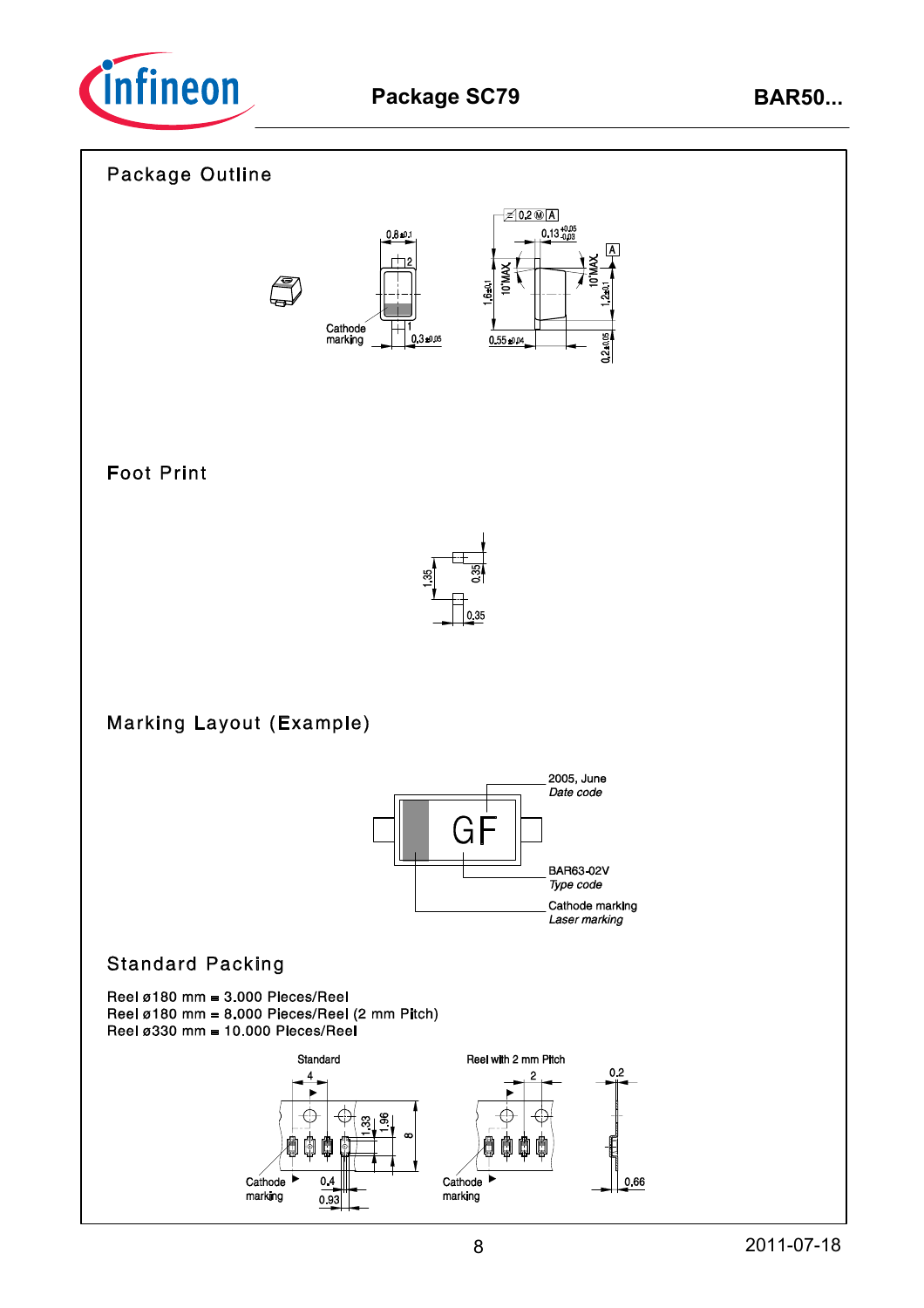## Package Outline

## Foot Print

## Marking Layout (Example)

## Standard Packing

Reel ø180 mm = 3.000 Pieces/Reel
Reel ø180 mm = 8.000 Pieces/Reel (2 mm Pitch)
Reel ø330 mm = 10.000 Pieces/Reel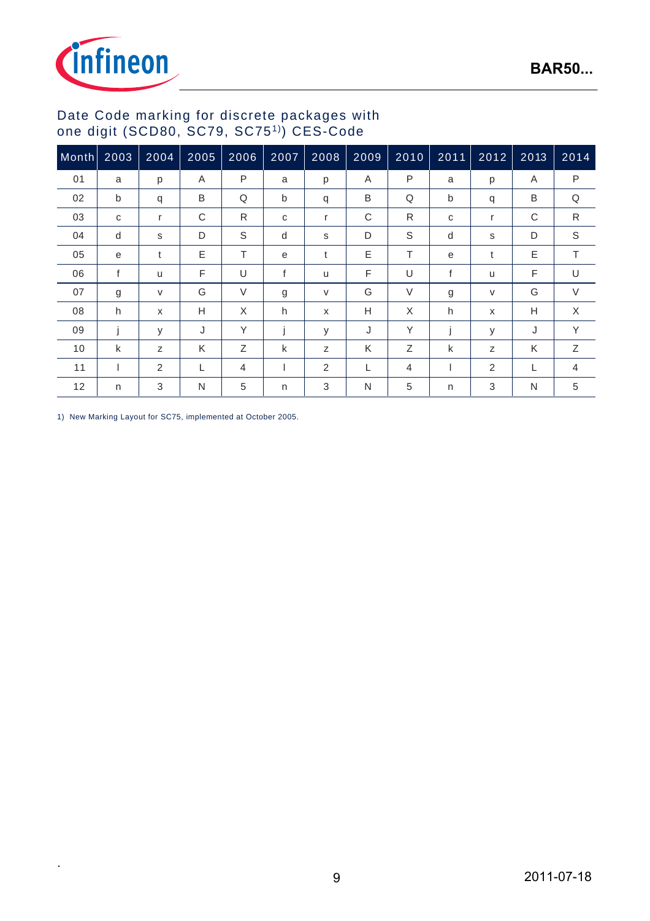## Date Code marking for discrete packages with one digit (SCD80, SC79, SC75[1)]) CES-Code

| Month | 2003 | 2004 | 2005 | 2006 | 2007 | 2008 | 2009 | 2010 | 2011 | 2012 | 2013 | 2014 |
|---|---|---|---|---|---|---|---|---|---|---|---|---|
| 01 | a | p | A | P | a | p | A | P | a | p | A | P |
| 02 | b | q | B | Q | b | q | B | Q | b | q | B | Q |
| 03 | c | r | C | R | c | r | C | R | c | r | C | R |
| 04 | d | s | D | S | d | s | D | S | d | s | D | S |
| 05 | e | t | E | T | e | t | E | T | e | t | E | T |
| 06 | f | u | F | U | f | u | F | U | f | u | F | U |
| 07 | g | v | G | V | g | v | G | V | g | v | G | V |
| 08 | h | x | H | X | h | x | H | X | h | x | H | X |
| 09 | j | y | J | Y | j | y | J | Y | j | y | J | Y |
| 10 | k | z | K | Z | k | z | K | Z | k | z | K | Z |
| 11 | l | 2 | L | 4 | l | 2 | L | 4 | l | 2 | L | 4 |
| 12 | n | 3 | N | 5 | n | 3 | N | 5 | n | 3 | N | 5 |

1) New Marking Layout for SC75, implemented at October 2005.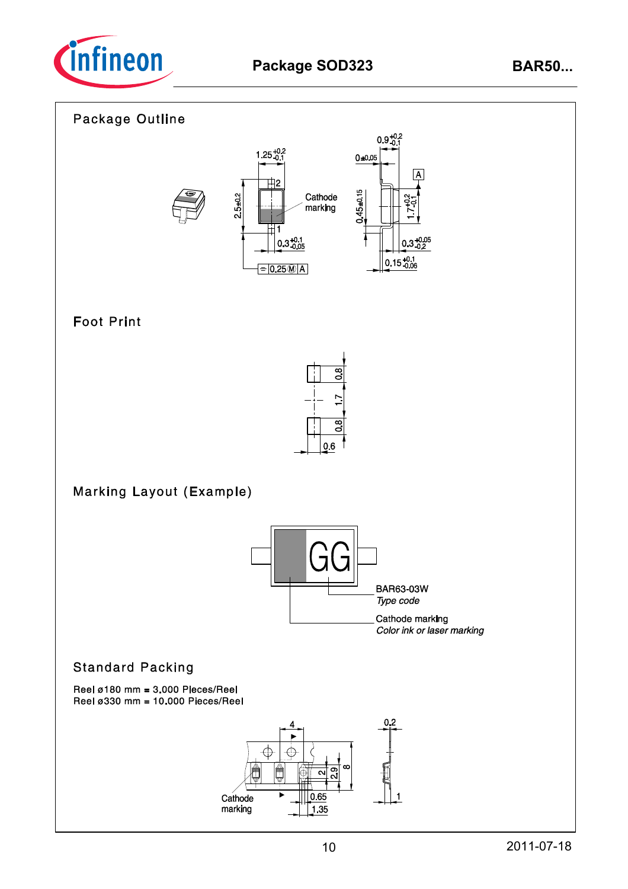# Package SOD323

## Package Outline

## Foot Print

## Marking Layout (Example)

BAR63-03W
*Type code*

Cathode marking
*Color ink or laser marking*

## Standard Packing

Reel ø180 mm = 3.000 Pieces/Reel
Reel ø330 mm = 10.000 Pieces/Reel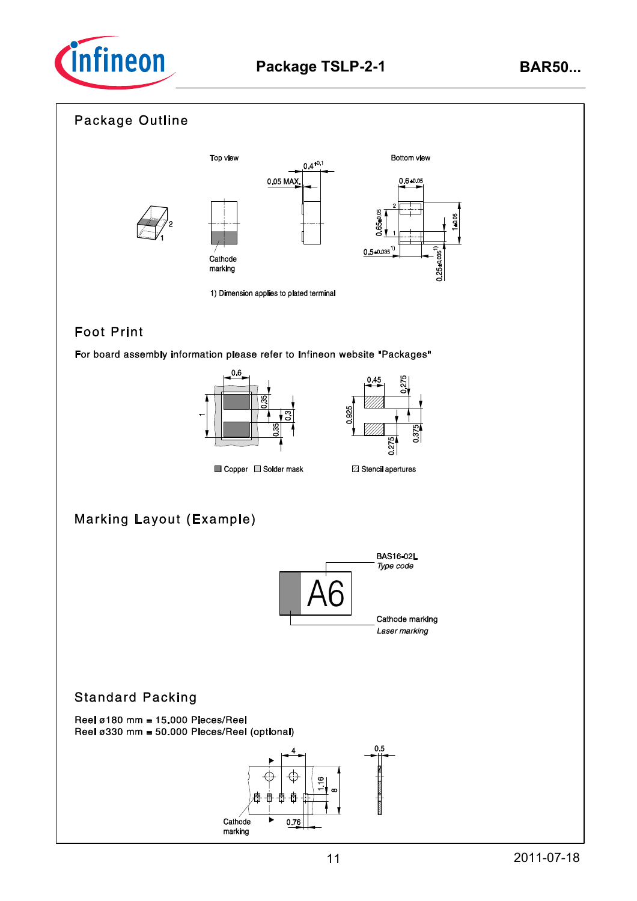## Package Outline

Top view

Bottom view

0,4 +0,1

0,05 MAX.

0,6 ±0.05

0,65 ±0.05

1 ±0.05

0,5 ±0.035 1)

0,25 ±0.035 1)

Cathode marking

1) Dimension applies to plated terminal

## Foot Print

For board assembly information please refer to Infineon website "Packages"

0.6

0.35

0.3

0.35

1

0.45

0.275

0.925

0.275

0.375

Copper Solder mask

Stencil apertures

## Marking Layout (Example)

A6

BAS16-02L
*Type code*

Cathode marking
*Laser marking*

## Standard Packing

Reel ø180 mm = 15.000 Pieces/Reel
Reel ø330 mm = 50.000 Pieces/Reel (optional)

4

1.16

8

0.5

0.76

Cathode marking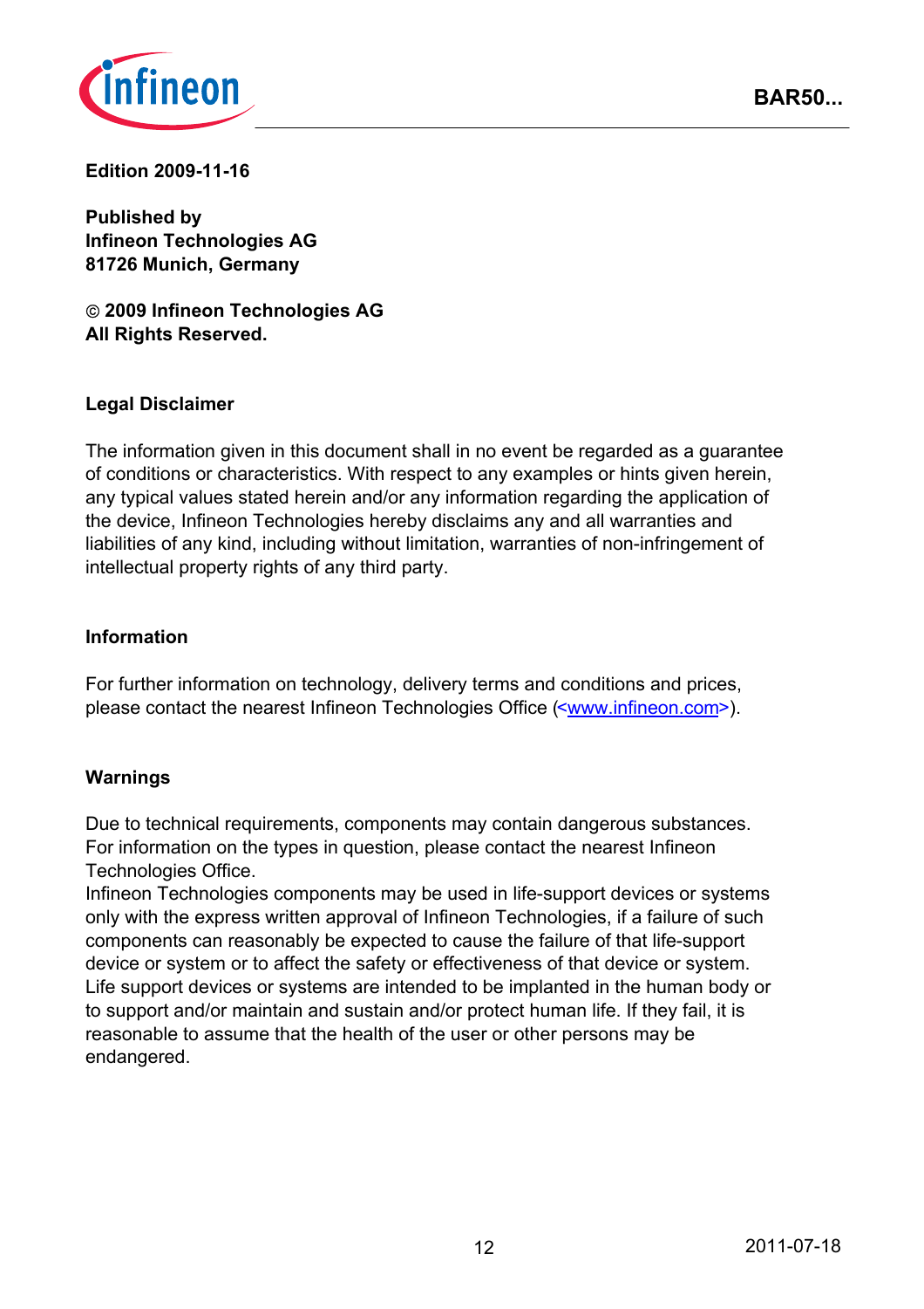**Edition 2009-11-16**

**Published by**
**Infineon Technologies AG**
**81726 Munich, Germany**

**© 2009 Infineon Technologies AG**
**All Rights Reserved.**

**Legal Disclaimer**

The information given in this document shall in no event be regarded as a guarantee of conditions or characteristics. With respect to any examples or hints given herein, any typical values stated herein and/or any information regarding the application of the device, Infineon Technologies hereby disclaims any and all warranties and liabilities of any kind, including without limitation, warranties of non-infringement of intellectual property rights of any third party.

**Information**

For further information on technology, delivery terms and conditions and prices, please contact the nearest Infineon Technologies Office (<www.infineon.com>).

**Warnings**

Due to technical requirements, components may contain dangerous substances. For information on the types in question, please contact the nearest Infineon Technologies Office.
Infineon Technologies components may be used in life-support devices or systems only with the express written approval of Infineon Technologies, if a failure of such components can reasonably be expected to cause the failure of that life-support device or system or to affect the safety or effectiveness of that device or system. Life support devices or systems are intended to be implanted in the human body or to support and/or maintain and sustain and/or protect human life. If they fail, it is reasonable to assume that the health of the user or other persons may be endangered.